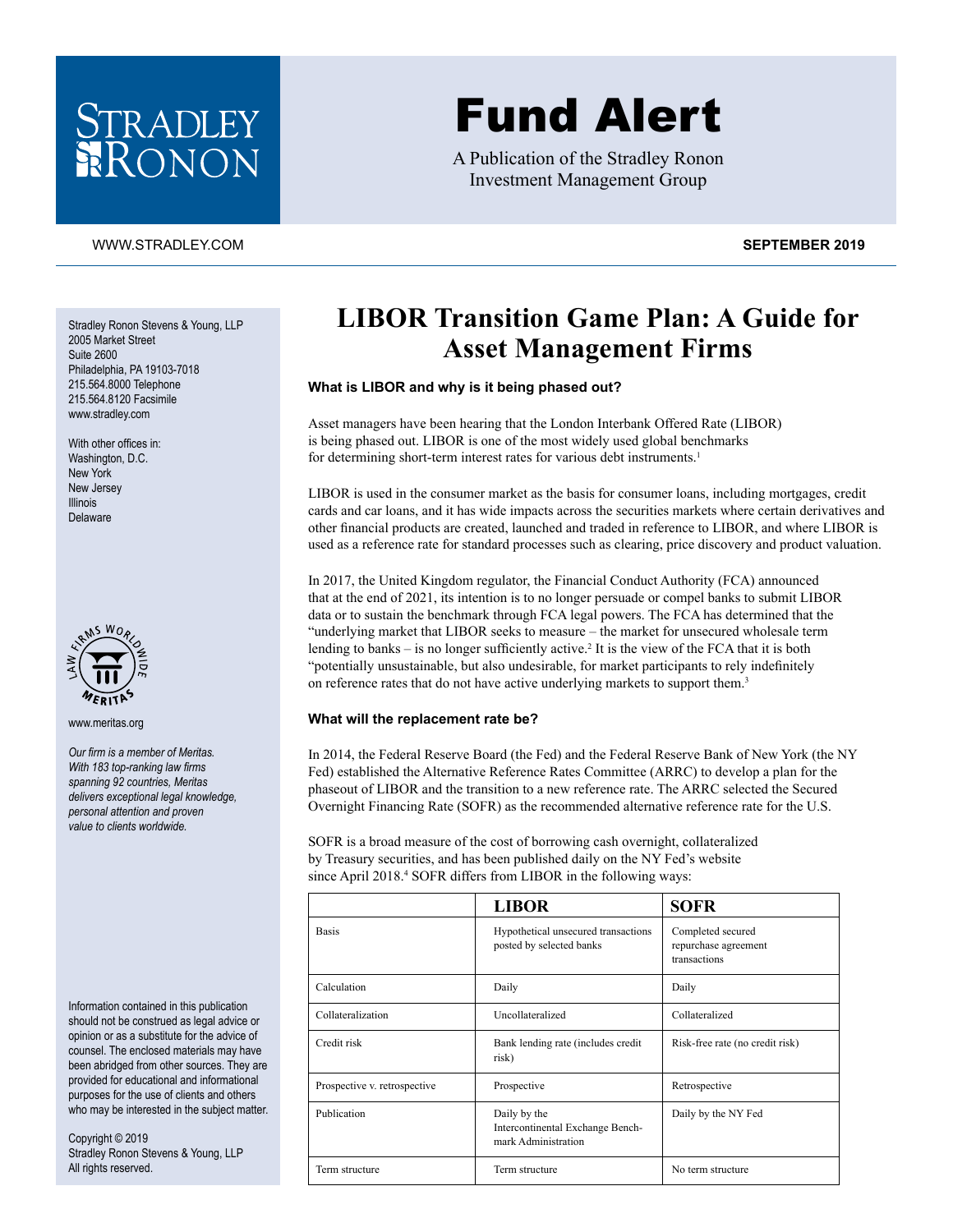# Fund Alert

A Publication of the Stradley Ronon Investment Management Group

WWW.STRADLEY.COM

**SEPTEMBER 2019**

Stradley Ronon Stevens & Young, LLP
2005 Market Street
Suite 2600
Philadelphia, PA 19103-7018
215.564.8000 Telephone
215.564.8120 Facsimile
www.stradley.com

With other offices in:
Washington, D.C.
New York
New Jersey
Illinois
Delaware

www.meritas.org

*Our firm is a member of Meritas. With 183 top-ranking law firms spanning 92 countries, Meritas delivers exceptional legal knowledge, personal attention and proven value to clients worldwide.*

Information contained in this publication should not be construed as legal advice or opinion or as a substitute for the advice of counsel. The enclosed materials may have been abridged from other sources. They are provided for educational and informational purposes for the use of clients and others who may be interested in the subject matter.

Copyright © 2019
Stradley Ronon Stevens & Young, LLP
All rights reserved.

## LIBOR Transition Game Plan: A Guide for Asset Management Firms

### What is LIBOR and why is it being phased out?

Asset managers have been hearing that the London Interbank Offered Rate (LIBOR) is being phased out. LIBOR is one of the most widely used global benchmarks for determining short-term interest rates for various debt instruments.[1]

LIBOR is used in the consumer market as the basis for consumer loans, including mortgages, credit cards and car loans, and it has wide impacts across the securities markets where certain derivatives and other financial products are created, launched and traded in reference to LIBOR, and where LIBOR is used as a reference rate for standard processes such as clearing, price discovery and product valuation.

In 2017, the United Kingdom regulator, the Financial Conduct Authority (FCA) announced that at the end of 2021, its intention is to no longer persuade or compel banks to submit LIBOR data or to sustain the benchmark through FCA legal powers. The FCA has determined that the "underlying market that LIBOR seeks to measure – the market for unsecured wholesale term lending to banks – is no longer sufficiently active.[2] It is the view of the FCA that it is both "potentially unsustainable, but also undesirable, for market participants to rely indefinitely on reference rates that do not have active underlying markets to support them.[3]

### What will the replacement rate be?

In 2014, the Federal Reserve Board (the Fed) and the Federal Reserve Bank of New York (the NY Fed) established the Alternative Reference Rates Committee (ARRC) to develop a plan for the phaseout of LIBOR and the transition to a new reference rate. The ARRC selected the Secured Overnight Financing Rate (SOFR) as the recommended alternative reference rate for the U.S.

SOFR is a broad measure of the cost of borrowing cash overnight, collateralized by Treasury securities, and has been published daily on the NY Fed's website since April 2018.[4] SOFR differs from LIBOR in the following ways:

| | LIBOR | SOFR |
|---|---|---|
| Basis | Hypothetical unsecured transactions posted by selected banks | Completed secured repurchase agreement transactions |
| Calculation | Daily | Daily |
| Collateralization | Uncollateralized | Collateralized |
| Credit risk | Bank lending rate (includes credit risk) | Risk-free rate (no credit risk) |
| Prospective v. retrospective | Prospective | Retrospective |
| Publication | Daily by the Intercontinental Exchange Benchmark Administration | Daily by the NY Fed |
| Term structure | Term structure | No term structure |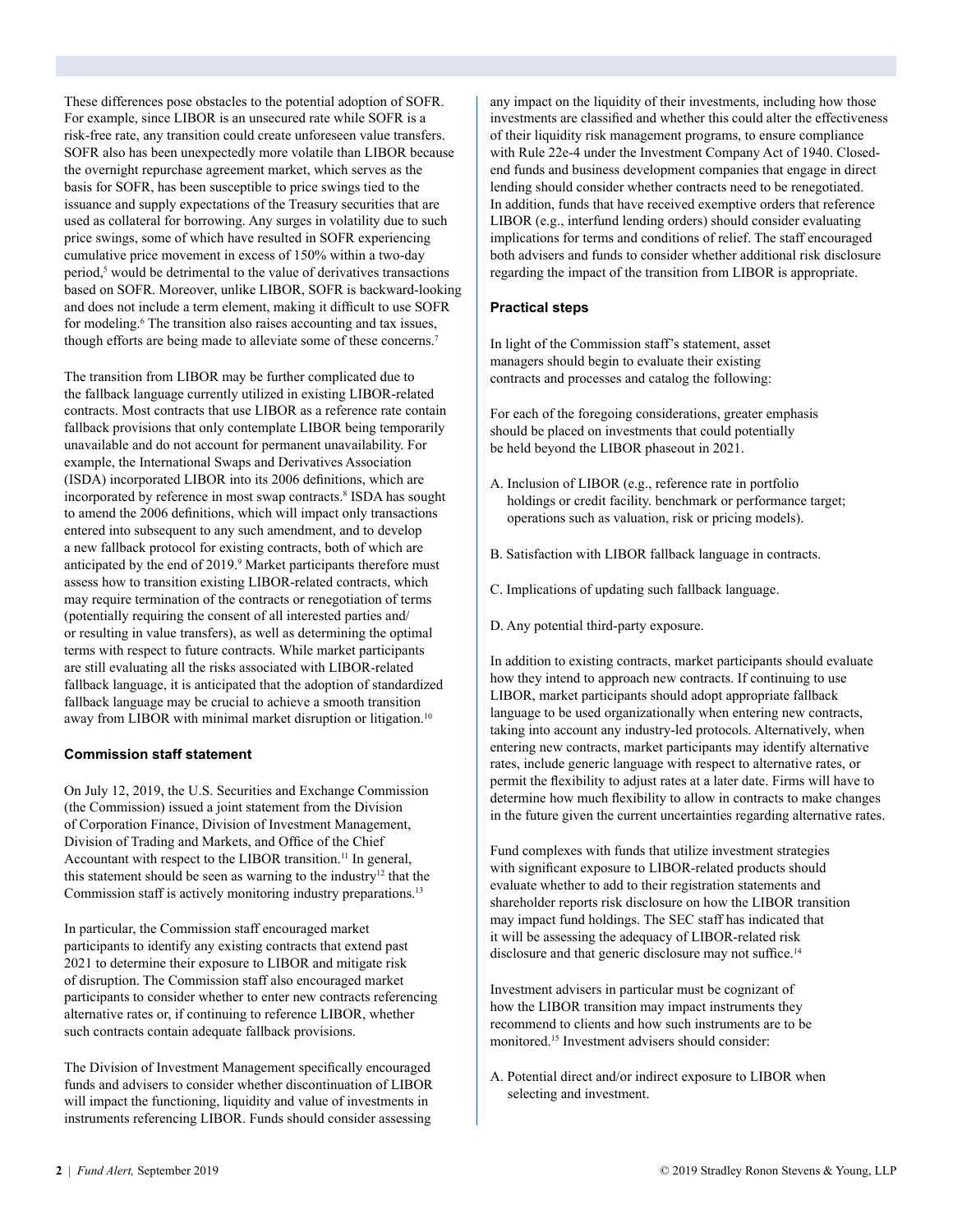These differences pose obstacles to the potential adoption of SOFR. For example, since LIBOR is an unsecured rate while SOFR is a risk-free rate, any transition could create unforeseen value transfers. SOFR also has been unexpectedly more volatile than LIBOR because the overnight repurchase agreement market, which serves as the basis for SOFR, has been susceptible to price swings tied to the issuance and supply expectations of the Treasury securities that are used as collateral for borrowing. Any surges in volatility due to such price swings, some of which have resulted in SOFR experiencing cumulative price movement in excess of 150% within a two-day period,[5] would be detrimental to the value of derivatives transactions based on SOFR. Moreover, unlike LIBOR, SOFR is backward-looking and does not include a term element, making it difficult to use SOFR for modeling.[6] The transition also raises accounting and tax issues, though efforts are being made to alleviate some of these concerns.[7]

The transition from LIBOR may be further complicated due to the fallback language currently utilized in existing LIBOR-related contracts. Most contracts that use LIBOR as a reference rate contain fallback provisions that only contemplate LIBOR being temporarily unavailable and do not account for permanent unavailability. For example, the International Swaps and Derivatives Association (ISDA) incorporated LIBOR into its 2006 definitions, which are incorporated by reference in most swap contracts.[8] ISDA has sought to amend the 2006 definitions, which will impact only transactions entered into subsequent to any such amendment, and to develop a new fallback protocol for existing contracts, both of which are anticipated by the end of 2019.[9] Market participants therefore must assess how to transition existing LIBOR-related contracts, which may require termination of the contracts or renegotiation of terms (potentially requiring the consent of all interested parties and/or resulting in value transfers), as well as determining the optimal terms with respect to future contracts. While market participants are still evaluating all the risks associated with LIBOR-related fallback language, it is anticipated that the adoption of standardized fallback language may be crucial to achieve a smooth transition away from LIBOR with minimal market disruption or litigation.[10]

### Commission staff statement

On July 12, 2019, the U.S. Securities and Exchange Commission (the Commission) issued a joint statement from the Division of Corporation Finance, Division of Investment Management, Division of Trading and Markets, and Office of the Chief Accountant with respect to the LIBOR transition.[11] In general, this statement should be seen as warning to the industry[12] that the Commission staff is actively monitoring industry preparations.[13]

In particular, the Commission staff encouraged market participants to identify any existing contracts that extend past 2021 to determine their exposure to LIBOR and mitigate risk of disruption. The Commission staff also encouraged market participants to consider whether to enter new contracts referencing alternative rates or, if continuing to reference LIBOR, whether such contracts contain adequate fallback provisions.

The Division of Investment Management specifically encouraged funds and advisers to consider whether discontinuation of LIBOR will impact the functioning, liquidity and value of investments in instruments referencing LIBOR. Funds should consider assessing any impact on the liquidity of their investments, including how those investments are classified and whether this could alter the effectiveness of their liquidity risk management programs, to ensure compliance with Rule 22e-4 under the Investment Company Act of 1940. Closed-end funds and business development companies that engage in direct lending should consider whether contracts need to be renegotiated. In addition, funds that have received exemptive orders that reference LIBOR (e.g., interfund lending orders) should consider evaluating implications for terms and conditions of relief. The staff encouraged both advisers and funds to consider whether additional risk disclosure regarding the impact of the transition from LIBOR is appropriate.

### Practical steps

In light of the Commission staff's statement, asset managers should begin to evaluate their existing contracts and processes and catalog the following:

For each of the foregoing considerations, greater emphasis should be placed on investments that could potentially be held beyond the LIBOR phaseout in 2021.

A. Inclusion of LIBOR (e.g., reference rate in portfolio holdings or credit facility. benchmark or performance target; operations such as valuation, risk or pricing models).

B. Satisfaction with LIBOR fallback language in contracts.

C. Implications of updating such fallback language.

D. Any potential third-party exposure.

In addition to existing contracts, market participants should evaluate how they intend to approach new contracts. If continuing to use LIBOR, market participants should adopt appropriate fallback language to be used organizationally when entering new contracts, taking into account any industry-led protocols. Alternatively, when entering new contracts, market participants may identify alternative rates, include generic language with respect to alternative rates, or permit the flexibility to adjust rates at a later date. Firms will have to determine how much flexibility to allow in contracts to make changes in the future given the current uncertainties regarding alternative rates.

Fund complexes with funds that utilize investment strategies with significant exposure to LIBOR-related products should evaluate whether to add to their registration statements and shareholder reports risk disclosure on how the LIBOR transition may impact fund holdings. The SEC staff has indicated that it will be assessing the adequacy of LIBOR-related risk disclosure and that generic disclosure may not suffice.[14]

Investment advisers in particular must be cognizant of how the LIBOR transition may impact instruments they recommend to clients and how such instruments are to be monitored.[15] Investment advisers should consider:

A. Potential direct and/or indirect exposure to LIBOR when selecting and investment.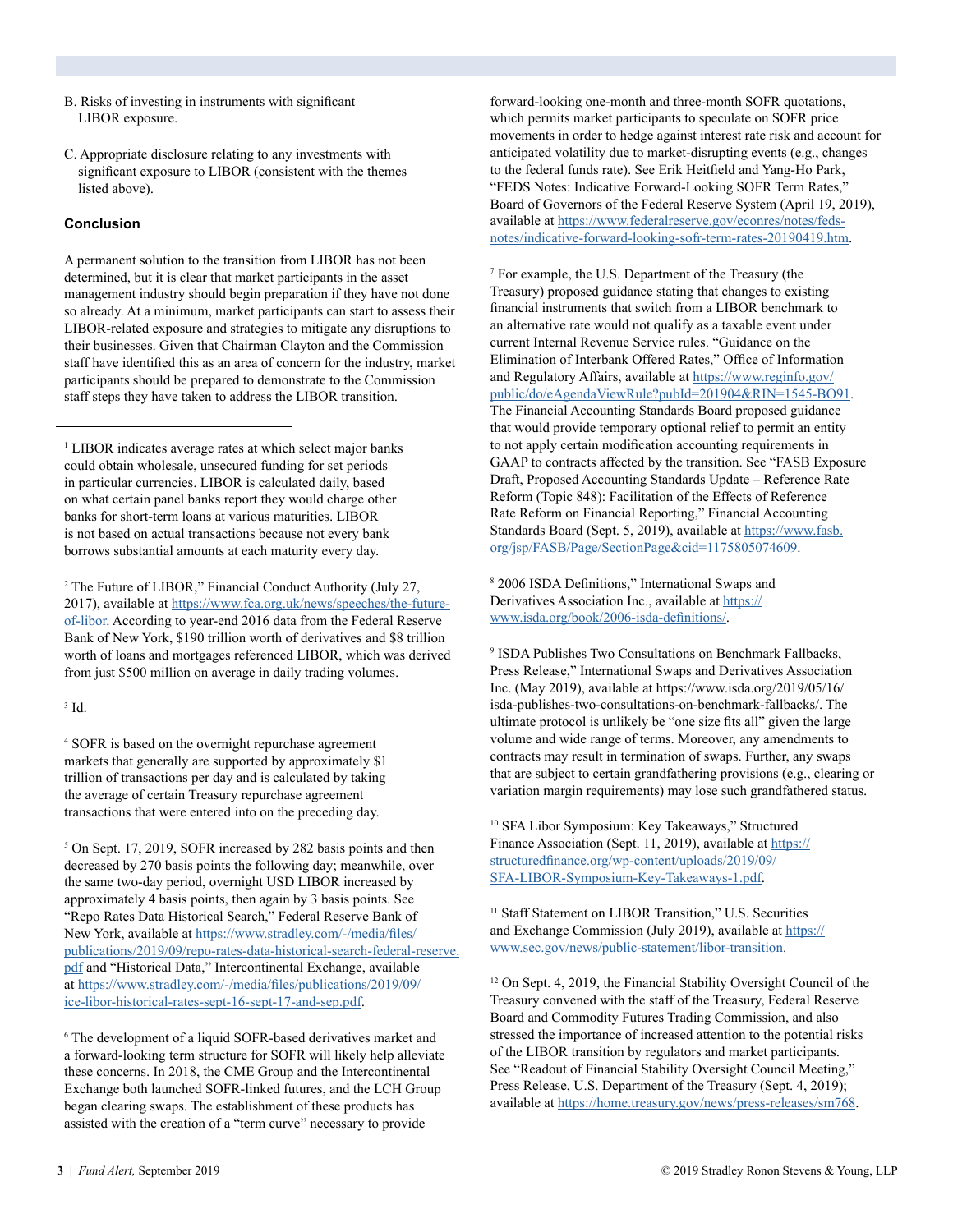B. Risks of investing in instruments with significant LIBOR exposure.

C. Appropriate disclosure relating to any investments with significant exposure to LIBOR (consistent with the themes listed above).

### Conclusion

A permanent solution to the transition from LIBOR has not been determined, but it is clear that market participants in the asset management industry should begin preparation if they have not done so already. At a minimum, market participants can start to assess their LIBOR-related exposure and strategies to mitigate any disruptions to their businesses. Given that Chairman Clayton and the Commission staff have identified this as an area of concern for the industry, market participants should be prepared to demonstrate to the Commission staff steps they have taken to address the LIBOR transition.

---

[1] LIBOR indicates average rates at which select major banks could obtain wholesale, unsecured funding for set periods in particular currencies. LIBOR is calculated daily, based on what certain panel banks report they would charge other banks for short-term loans at various maturities. LIBOR is not based on actual transactions because not every bank borrows substantial amounts at each maturity every day.

[2] The Future of LIBOR," Financial Conduct Authority (July 27, 2017), available at [https://www.fca.org.uk/news/speeches/the-future-of-libor](https://www.fca.org.uk/news/speeches/the-future-of-libor). According to year-end 2016 data from the Federal Reserve Bank of New York, $190 trillion worth of derivatives and $8 trillion worth of loans and mortgages referenced LIBOR, which was derived from just $500 million on average in daily trading volumes.

[3] Id.

[4] SOFR is based on the overnight repurchase agreement markets that generally are supported by approximately $1 trillion of transactions per day and is calculated by taking the average of certain Treasury repurchase agreement transactions that were entered into on the preceding day.

[5] On Sept. 17, 2019, SOFR increased by 282 basis points and then decreased by 270 basis points the following day; meanwhile, over the same two-day period, overnight USD LIBOR increased by approximately 4 basis points, then again by 3 basis points. See "Repo Rates Data Historical Search," Federal Reserve Bank of New York, available at [https://www.stradley.com/-/media/files/publications/2019/09/repo-rates-data-historical-search-federal-reserve.pdf](https://www.stradley.com/-/media/files/publications/2019/09/repo-rates-data-historical-search-federal-reserve.pdf) and "Historical Data," Intercontinental Exchange, available at [https://www.stradley.com/-/media/files/publications/2019/09/ice-libor-historical-rates-sept-16-sept-17-and-sep.pdf](https://www.stradley.com/-/media/files/publications/2019/09/ice-libor-historical-rates-sept-16-sept-17-and-sep.pdf).

[6] The development of a liquid SOFR-based derivatives market and a forward-looking term structure for SOFR will likely help alleviate these concerns. In 2018, the CME Group and the Intercontinental Exchange both launched SOFR-linked futures, and the LCH Group began clearing swaps. The establishment of these products has assisted with the creation of a "term curve" necessary to provide forward-looking one-month and three-month SOFR quotations, which permits market participants to speculate on SOFR price movements in order to hedge against interest rate risk and account for anticipated volatility due to market-disrupting events (e.g., changes to the federal funds rate). See Erik Heitfield and Yang-Ho Park, "FEDS Notes: Indicative Forward-Looking SOFR Term Rates," Board of Governors of the Federal Reserve System (April 19, 2019), available at [https://www.federalreserve.gov/econres/notes/feds-notes/indicative-forward-looking-sofr-term-rates-20190419.htm](https://www.federalreserve.gov/econres/notes/feds-notes/indicative-forward-looking-sofr-term-rates-20190419.htm).

[7] For example, the U.S. Department of the Treasury (the Treasury) proposed guidance stating that changes to existing financial instruments that switch from a LIBOR benchmark to an alternative rate would not qualify as a taxable event under current Internal Revenue Service rules. "Guidance on the Elimination of Interbank Offered Rates," Office of Information and Regulatory Affairs, available at [https://www.reginfo.gov/public/do/eAgendaViewRule?pubId=201904&RIN=1545-BO91](https://www.reginfo.gov/public/do/eAgendaViewRule?pubId=201904&RIN=1545-BO91). The Financial Accounting Standards Board proposed guidance that would provide temporary optional relief to permit an entity to not apply certain modification accounting requirements in GAAP to contracts affected by the transition. See "FASB Exposure Draft, Proposed Accounting Standards Update – Reference Rate Reform (Topic 848): Facilitation of the Effects of Reference Rate Reform on Financial Reporting," Financial Accounting Standards Board (Sept. 5, 2019), available at [https://www.fasb.org/jsp/FASB/Page/SectionPage&cid=1175805074609](https://www.fasb.org/jsp/FASB/Page/SectionPage&cid=1175805074609).

[8] 2006 ISDA Definitions," International Swaps and Derivatives Association Inc., available at [https://www.isda.org/book/2006-isda-definitions/](https://www.isda.org/book/2006-isda-definitions/).

[9] ISDA Publishes Two Consultations on Benchmark Fallbacks, Press Release," International Swaps and Derivatives Association Inc. (May 2019), available at https://www.isda.org/2019/05/16/isda-publishes-two-consultations-on-benchmark-fallbacks/. The ultimate protocol is unlikely be "one size fits all" given the large volume and wide range of terms. Moreover, any amendments to contracts may result in termination of swaps. Further, any swaps that are subject to certain grandfathering provisions (e.g., clearing or variation margin requirements) may lose such grandfathered status.

[10] SFA Libor Symposium: Key Takeaways," Structured Finance Association (Sept. 11, 2019), available at [https://structuredfinance.org/wp-content/uploads/2019/09/SFA-LIBOR-Symposium-Key-Takeaways-1.pdf](https://structuredfinance.org/wp-content/uploads/2019/09/SFA-LIBOR-Symposium-Key-Takeaways-1.pdf).

[11] Staff Statement on LIBOR Transition," U.S. Securities and Exchange Commission (July 2019), available at [https://www.sec.gov/news/public-statement/libor-transition](https://www.sec.gov/news/public-statement/libor-transition).

[12] On Sept. 4, 2019, the Financial Stability Oversight Council of the Treasury convened with the staff of the Treasury, Federal Reserve Board and Commodity Futures Trading Commission, and also stressed the importance of increased attention to the potential risks of the LIBOR transition by regulators and market participants. See "Readout of Financial Stability Oversight Council Meeting," Press Release, U.S. Department of the Treasury (Sept. 4, 2019); available at [https://home.treasury.gov/news/press-releases/sm768](https://home.treasury.gov/news/press-releases/sm768).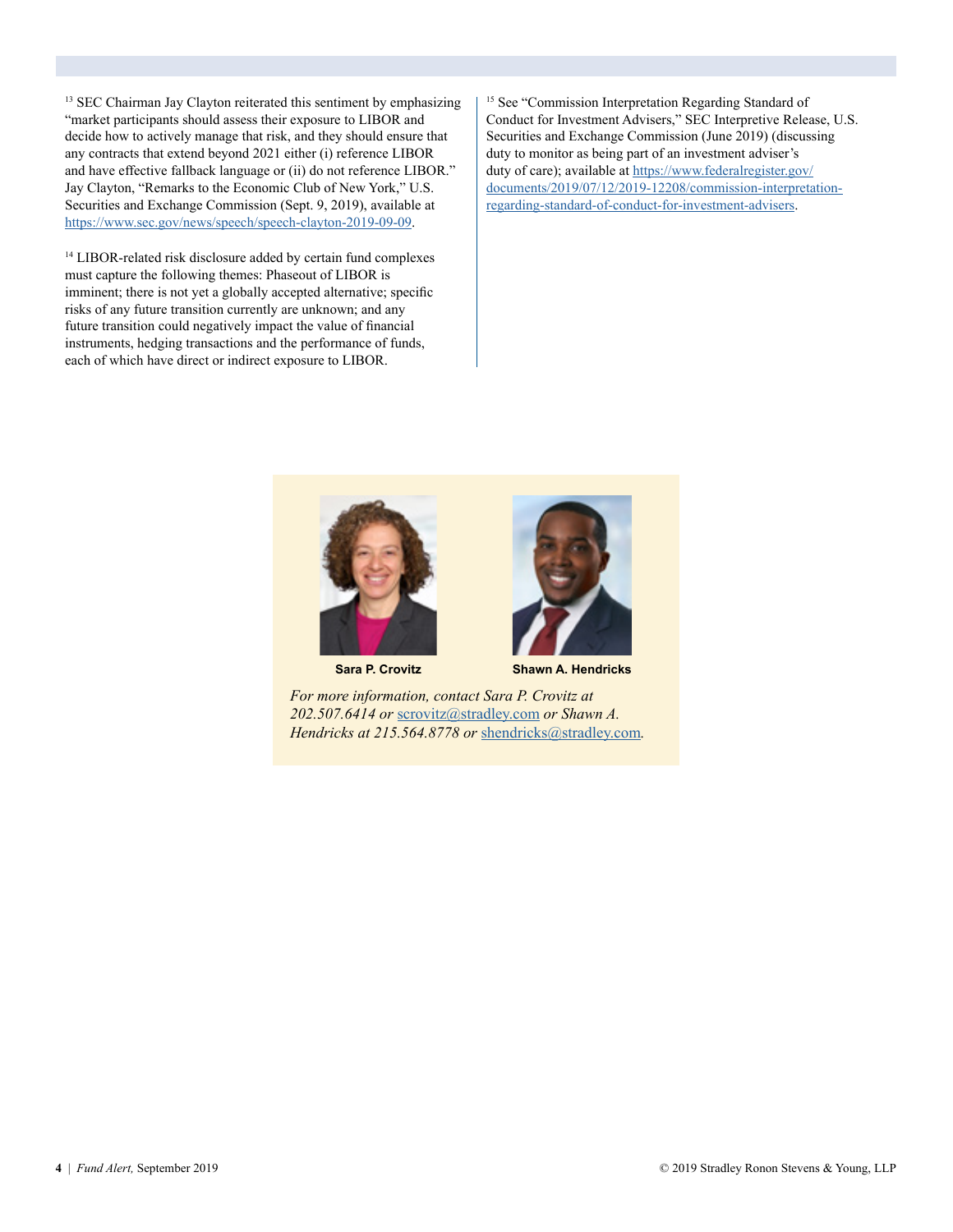[13] SEC Chairman Jay Clayton reiterated this sentiment by emphasizing "market participants should assess their exposure to LIBOR and decide how to actively manage that risk, and they should ensure that any contracts that extend beyond 2021 either (i) reference LIBOR and have effective fallback language or (ii) do not reference LIBOR." Jay Clayton, "Remarks to the Economic Club of New York," U.S. Securities and Exchange Commission (Sept. 9, 2019), available at https://www.sec.gov/news/speech/speech-clayton-2019-09-09.

[14] LIBOR-related risk disclosure added by certain fund complexes must capture the following themes: Phaseout of LIBOR is imminent; there is not yet a globally accepted alternative; specific risks of any future transition currently are unknown; and any future transition could negatively impact the value of financial instruments, hedging transactions and the performance of funds, each of which have direct or indirect exposure to LIBOR.

[15] See "Commission Interpretation Regarding Standard of Conduct for Investment Advisers," SEC Interpretive Release, U.S. Securities and Exchange Commission (June 2019) (discussing duty to monitor as being part of an investment adviser's duty of care); available at https://www.federalregister.gov/documents/2019/07/12/2019-12208/commission-interpretation-regarding-standard-of-conduct-for-investment-advisers.

**Sara P. Crovitz** **Shawn A. Hendricks**

*For more information, contact Sara P. Crovitz at 202.507.6414 or* scrovitz@stradley.com *or Shawn A. Hendricks at 215.564.8778 or* shendricks@stradley.com.